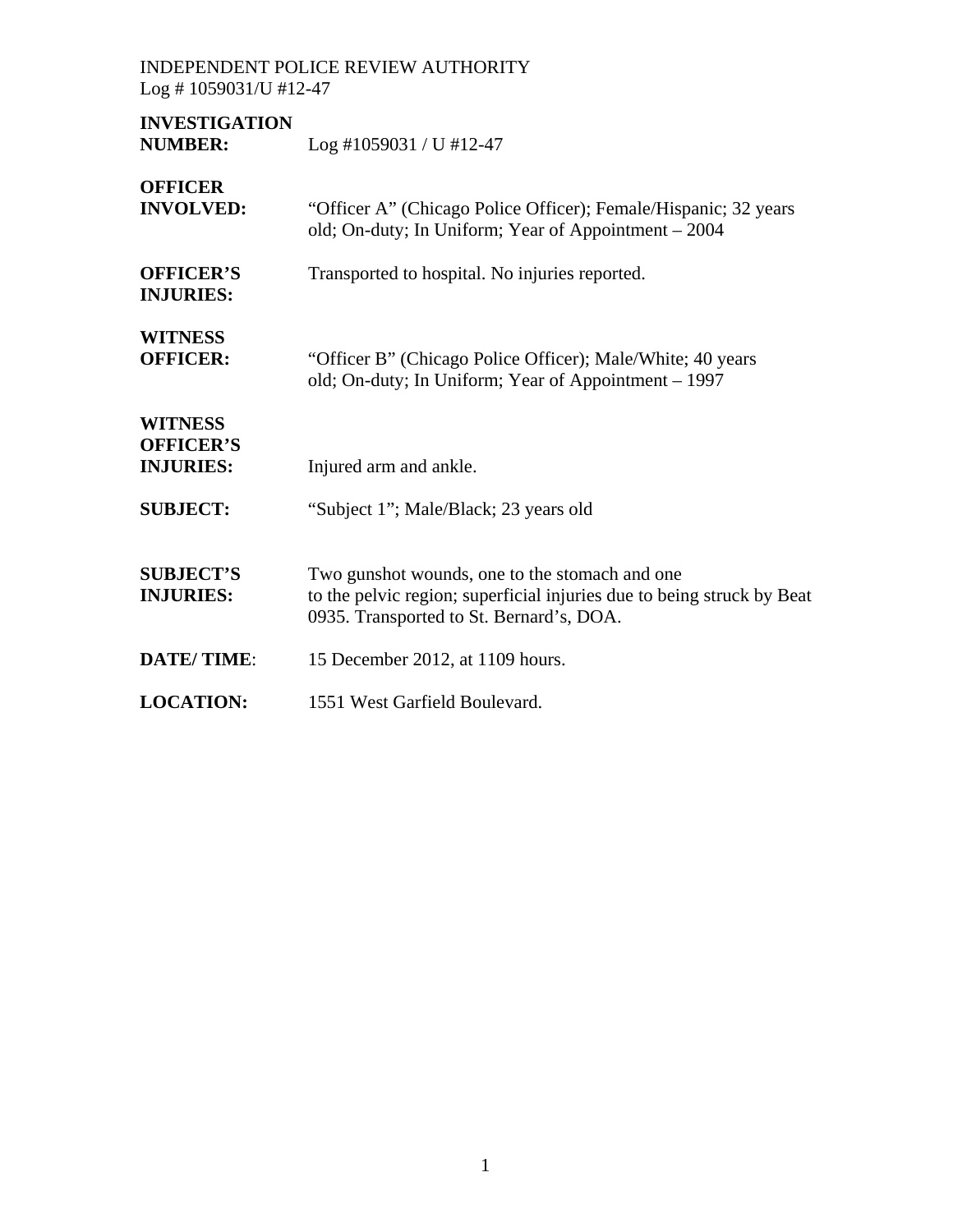INDEPENDENT POLICE REVIEW AUTHORITY
Log # 1059031/U #12-47

| | |
|---|---|
| **INVESTIGATION NUMBER:** | Log #1059031 / U #12-47 |
| **OFFICER INVOLVED:** | "Officer A" (Chicago Police Officer); Female/Hispanic; 32 years old; On-duty; In Uniform; Year of Appointment – 2004 |
| **OFFICER'S INJURIES:** | Transported to hospital. No injuries reported. |
| **WITNESS OFFICER:** | "Officer B" (Chicago Police Officer); Male/White; 40 years old; On-duty; In Uniform; Year of Appointment – 1997 |
| **WITNESS OFFICER'S INJURIES:** | Injured arm and ankle. |
| **SUBJECT:** | "Subject 1"; Male/Black; 23 years old |
| **SUBJECT'S INJURIES:** | Two gunshot wounds, one to the stomach and one to the pelvic region; superficial injuries due to being struck by Beat 0935. Transported to St. Bernard's, DOA. |
| **DATE/ TIME**: | 15 December 2012, at 1109 hours. |
| **LOCATION:** | 1551 West Garfield Boulevard. |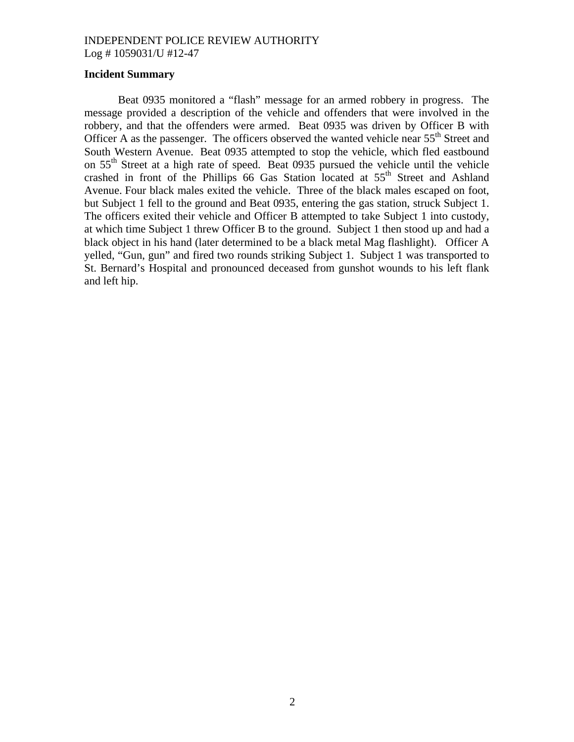## Incident Summary

Beat 0935 monitored a "flash" message for an armed robbery in progress. The message provided a description of the vehicle and offenders that were involved in the robbery, and that the offenders were armed. Beat 0935 was driven by Officer B with Officer A as the passenger. The officers observed the wanted vehicle near 55th Street and South Western Avenue. Beat 0935 attempted to stop the vehicle, which fled eastbound on 55th Street at a high rate of speed. Beat 0935 pursued the vehicle until the vehicle crashed in front of the Phillips 66 Gas Station located at 55th Street and Ashland Avenue. Four black males exited the vehicle. Three of the black males escaped on foot, but Subject 1 fell to the ground and Beat 0935, entering the gas station, struck Subject 1. The officers exited their vehicle and Officer B attempted to take Subject 1 into custody, at which time Subject 1 threw Officer B to the ground. Subject 1 then stood up and had a black object in his hand (later determined to be a black metal Mag flashlight). Officer A yelled, "Gun, gun" and fired two rounds striking Subject 1. Subject 1 was transported to St. Bernard's Hospital and pronounced deceased from gunshot wounds to his left flank and left hip.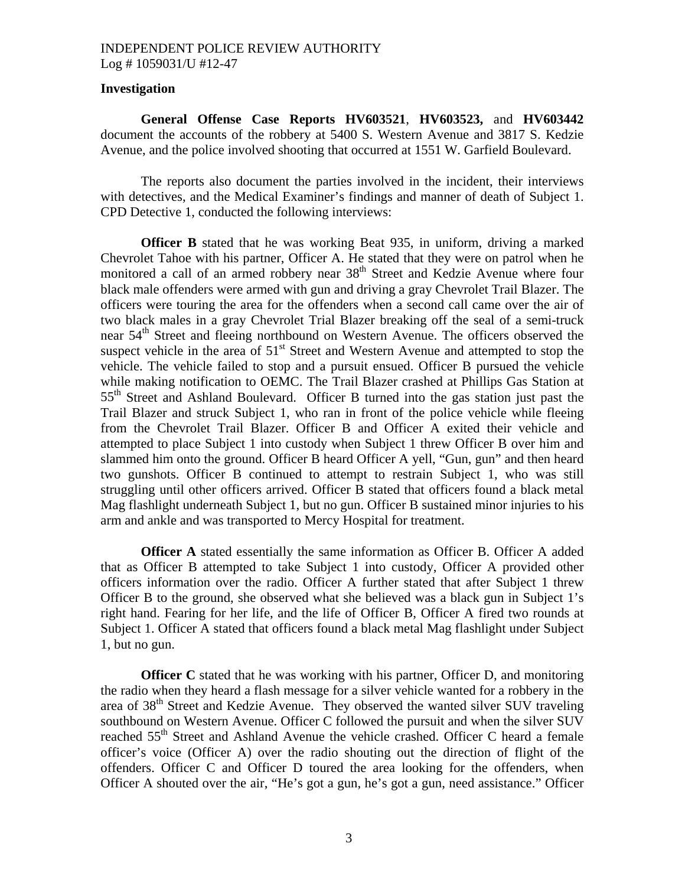**Investigation**

**General Offense Case Reports HV603521**, **HV603523,** and **HV603442** document the accounts of the robbery at 5400 S. Western Avenue and 3817 S. Kedzie Avenue, and the police involved shooting that occurred at 1551 W. Garfield Boulevard.

The reports also document the parties involved in the incident, their interviews with detectives, and the Medical Examiner's findings and manner of death of Subject 1. CPD Detective 1, conducted the following interviews:

**Officer B** stated that he was working Beat 935, in uniform, driving a marked Chevrolet Tahoe with his partner, Officer A. He stated that they were on patrol when he monitored a call of an armed robbery near 38th Street and Kedzie Avenue where four black male offenders were armed with gun and driving a gray Chevrolet Trail Blazer. The officers were touring the area for the offenders when a second call came over the air of two black males in a gray Chevrolet Trial Blazer breaking off the seal of a semi-truck near 54th Street and fleeing northbound on Western Avenue. The officers observed the suspect vehicle in the area of 51st Street and Western Avenue and attempted to stop the vehicle. The vehicle failed to stop and a pursuit ensued. Officer B pursued the vehicle while making notification to OEMC. The Trail Blazer crashed at Phillips Gas Station at 55th Street and Ashland Boulevard. Officer B turned into the gas station just past the Trail Blazer and struck Subject 1, who ran in front of the police vehicle while fleeing from the Chevrolet Trail Blazer. Officer B and Officer A exited their vehicle and attempted to place Subject 1 into custody when Subject 1 threw Officer B over him and slammed him onto the ground. Officer B heard Officer A yell, "Gun, gun" and then heard two gunshots. Officer B continued to attempt to restrain Subject 1, who was still struggling until other officers arrived. Officer B stated that officers found a black metal Mag flashlight underneath Subject 1, but no gun. Officer B sustained minor injuries to his arm and ankle and was transported to Mercy Hospital for treatment.

**Officer A** stated essentially the same information as Officer B. Officer A added that as Officer B attempted to take Subject 1 into custody, Officer A provided other officers information over the radio. Officer A further stated that after Subject 1 threw Officer B to the ground, she observed what she believed was a black gun in Subject 1's right hand. Fearing for her life, and the life of Officer B, Officer A fired two rounds at Subject 1. Officer A stated that officers found a black metal Mag flashlight under Subject 1, but no gun.

**Officer C** stated that he was working with his partner, Officer D, and monitoring the radio when they heard a flash message for a silver vehicle wanted for a robbery in the area of 38th Street and Kedzie Avenue. They observed the wanted silver SUV traveling southbound on Western Avenue. Officer C followed the pursuit and when the silver SUV reached 55th Street and Ashland Avenue the vehicle crashed. Officer C heard a female officer's voice (Officer A) over the radio shouting out the direction of flight of the offenders. Officer C and Officer D toured the area looking for the offenders, when Officer A shouted over the air, "He's got a gun, he's got a gun, need assistance." Officer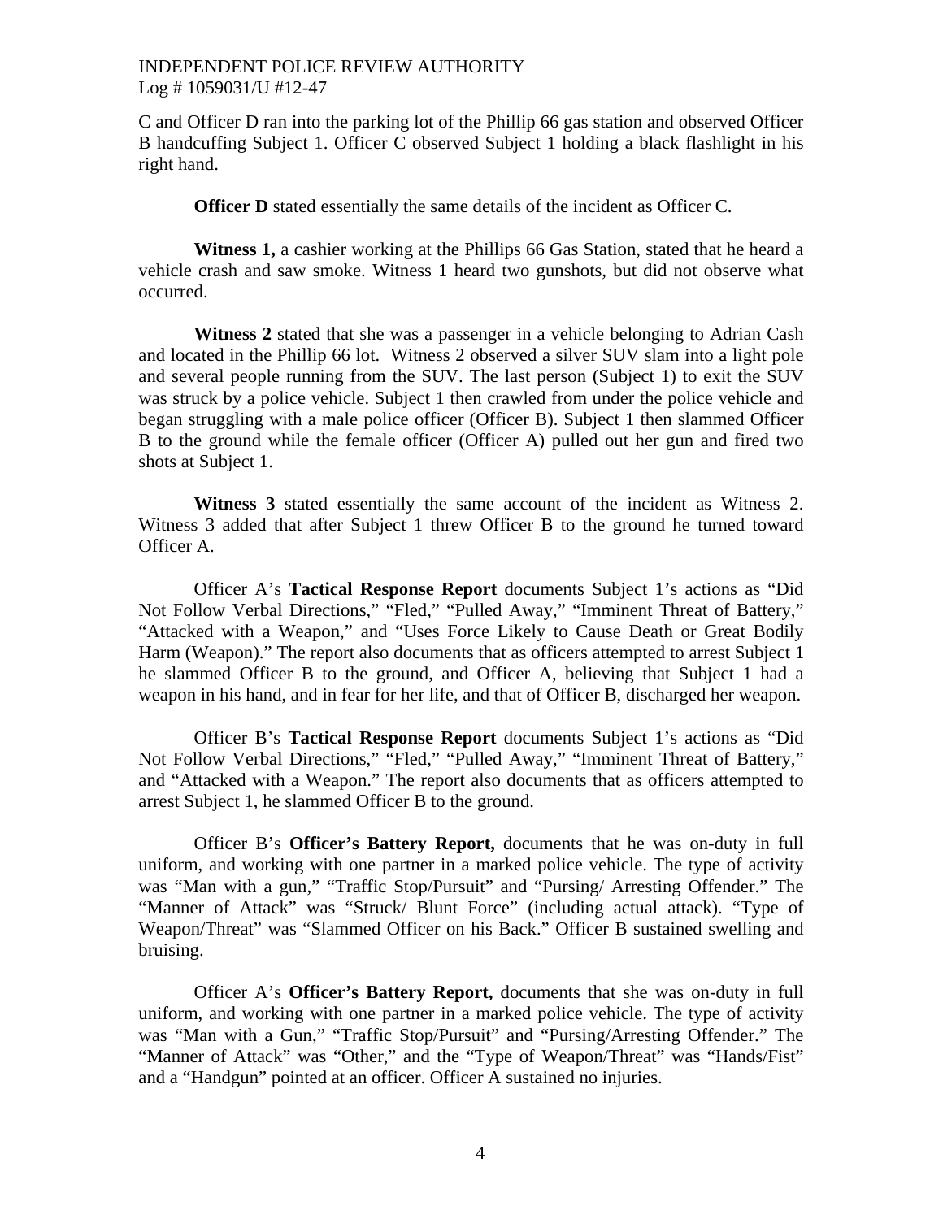C and Officer D ran into the parking lot of the Phillip 66 gas station and observed Officer B handcuffing Subject 1. Officer C observed Subject 1 holding a black flashlight in his right hand.

**Officer D** stated essentially the same details of the incident as Officer C.

**Witness 1,** a cashier working at the Phillips 66 Gas Station, stated that he heard a vehicle crash and saw smoke. Witness 1 heard two gunshots, but did not observe what occurred.

**Witness 2** stated that she was a passenger in a vehicle belonging to Adrian Cash and located in the Phillip 66 lot. Witness 2 observed a silver SUV slam into a light pole and several people running from the SUV. The last person (Subject 1) to exit the SUV was struck by a police vehicle. Subject 1 then crawled from under the police vehicle and began struggling with a male police officer (Officer B). Subject 1 then slammed Officer B to the ground while the female officer (Officer A) pulled out her gun and fired two shots at Subject 1.

**Witness 3** stated essentially the same account of the incident as Witness 2. Witness 3 added that after Subject 1 threw Officer B to the ground he turned toward Officer A.

Officer A's **Tactical Response Report** documents Subject 1's actions as "Did Not Follow Verbal Directions," "Fled," "Pulled Away," "Imminent Threat of Battery," "Attacked with a Weapon," and "Uses Force Likely to Cause Death or Great Bodily Harm (Weapon)." The report also documents that as officers attempted to arrest Subject 1 he slammed Officer B to the ground, and Officer A, believing that Subject 1 had a weapon in his hand, and in fear for her life, and that of Officer B, discharged her weapon.

Officer B's **Tactical Response Report** documents Subject 1's actions as "Did Not Follow Verbal Directions," "Fled," "Pulled Away," "Imminent Threat of Battery," and "Attacked with a Weapon." The report also documents that as officers attempted to arrest Subject 1, he slammed Officer B to the ground.

Officer B's **Officer's Battery Report,** documents that he was on-duty in full uniform, and working with one partner in a marked police vehicle. The type of activity was "Man with a gun," "Traffic Stop/Pursuit" and "Pursing/ Arresting Offender." The "Manner of Attack" was "Struck/ Blunt Force" (including actual attack). "Type of Weapon/Threat" was "Slammed Officer on his Back." Officer B sustained swelling and bruising.

Officer A's **Officer's Battery Report,** documents that she was on-duty in full uniform, and working with one partner in a marked police vehicle. The type of activity was "Man with a Gun," "Traffic Stop/Pursuit" and "Pursing/Arresting Offender." The "Manner of Attack" was "Other," and the "Type of Weapon/Threat" was "Hands/Fist" and a "Handgun" pointed at an officer. Officer A sustained no injuries.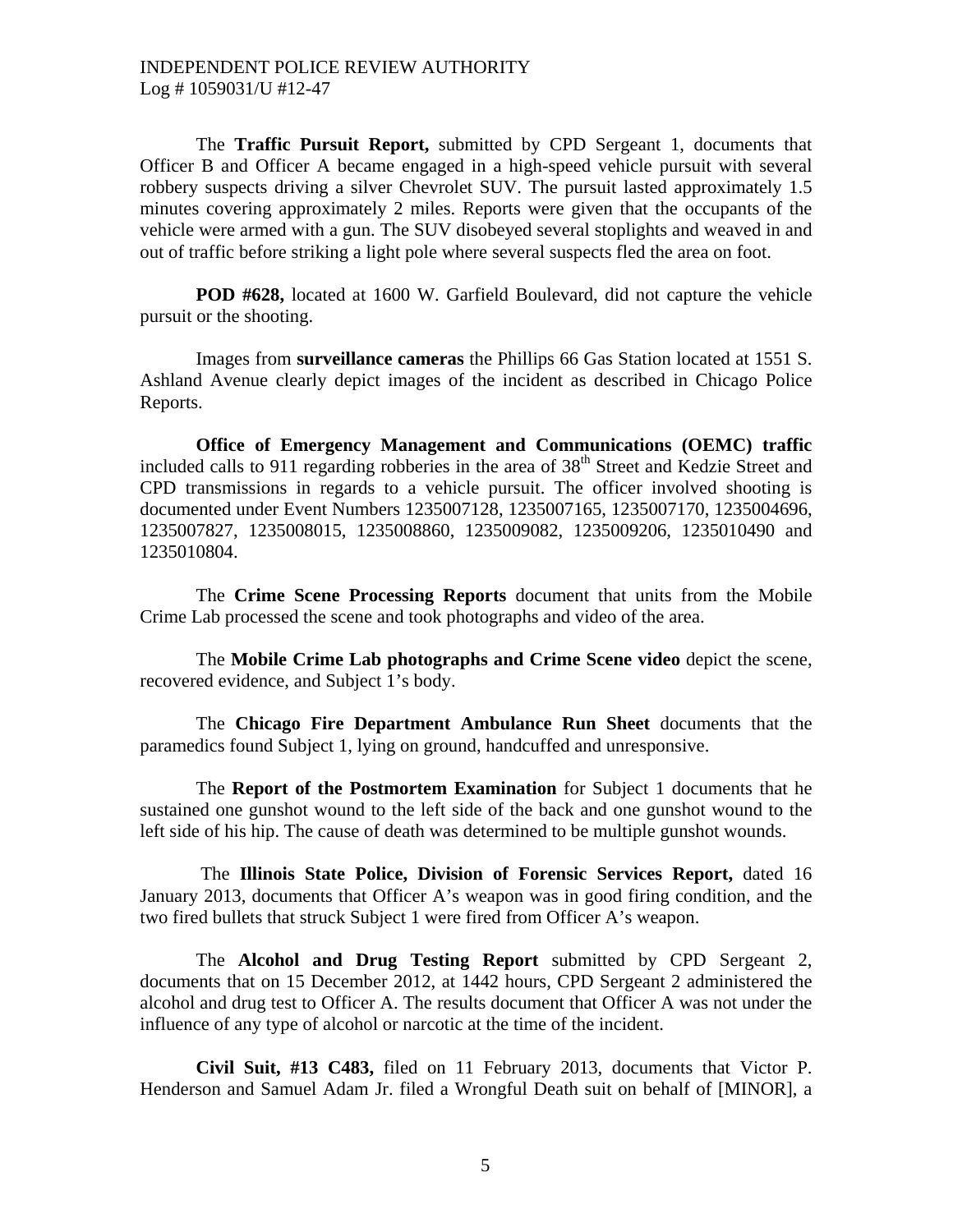The **Traffic Pursuit Report,** submitted by CPD Sergeant 1, documents that Officer B and Officer A became engaged in a high-speed vehicle pursuit with several robbery suspects driving a silver Chevrolet SUV. The pursuit lasted approximately 1.5 minutes covering approximately 2 miles. Reports were given that the occupants of the vehicle were armed with a gun. The SUV disobeyed several stoplights and weaved in and out of traffic before striking a light pole where several suspects fled the area on foot.

**POD #628,** located at 1600 W. Garfield Boulevard, did not capture the vehicle pursuit or the shooting.

Images from **surveillance cameras** the Phillips 66 Gas Station located at 1551 S. Ashland Avenue clearly depict images of the incident as described in Chicago Police Reports.

**Office of Emergency Management and Communications (OEMC) traffic** included calls to 911 regarding robberies in the area of 38th Street and Kedzie Street and CPD transmissions in regards to a vehicle pursuit. The officer involved shooting is documented under Event Numbers 1235007128, 1235007165, 1235007170, 1235004696, 1235007827, 1235008015, 1235008860, 1235009082, 1235009206, 1235010490 and 1235010804.

The **Crime Scene Processing Reports** document that units from the Mobile Crime Lab processed the scene and took photographs and video of the area.

The **Mobile Crime Lab photographs and Crime Scene video** depict the scene, recovered evidence, and Subject 1's body.

The **Chicago Fire Department Ambulance Run Sheet** documents that the paramedics found Subject 1, lying on ground, handcuffed and unresponsive.

The **Report of the Postmortem Examination** for Subject 1 documents that he sustained one gunshot wound to the left side of the back and one gunshot wound to the left side of his hip. The cause of death was determined to be multiple gunshot wounds.

The **Illinois State Police, Division of Forensic Services Report,** dated 16 January 2013, documents that Officer A's weapon was in good firing condition, and the two fired bullets that struck Subject 1 were fired from Officer A's weapon.

The **Alcohol and Drug Testing Report** submitted by CPD Sergeant 2, documents that on 15 December 2012, at 1442 hours, CPD Sergeant 2 administered the alcohol and drug test to Officer A. The results document that Officer A was not under the influence of any type of alcohol or narcotic at the time of the incident.

**Civil Suit, #13 C483,** filed on 11 February 2013, documents that Victor P. Henderson and Samuel Adam Jr. filed a Wrongful Death suit on behalf of [MINOR], a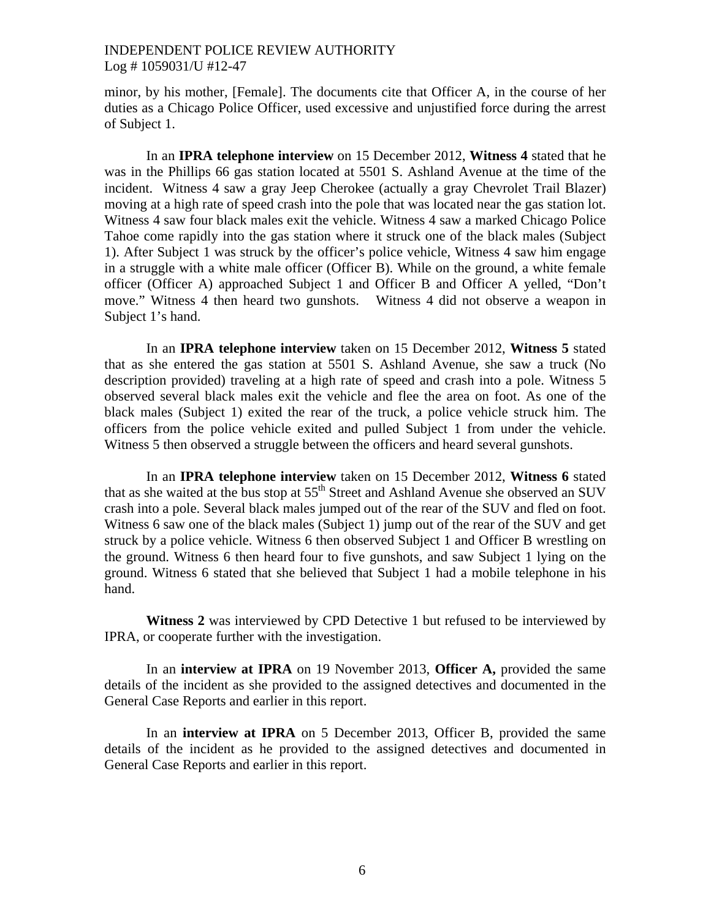minor, by his mother, [Female]. The documents cite that Officer A, in the course of her duties as a Chicago Police Officer, used excessive and unjustified force during the arrest of Subject 1.

In an **IPRA telephone interview** on 15 December 2012, **Witness 4** stated that he was in the Phillips 66 gas station located at 5501 S. Ashland Avenue at the time of the incident. Witness 4 saw a gray Jeep Cherokee (actually a gray Chevrolet Trail Blazer) moving at a high rate of speed crash into the pole that was located near the gas station lot. Witness 4 saw four black males exit the vehicle. Witness 4 saw a marked Chicago Police Tahoe come rapidly into the gas station where it struck one of the black males (Subject 1). After Subject 1 was struck by the officer's police vehicle, Witness 4 saw him engage in a struggle with a white male officer (Officer B). While on the ground, a white female officer (Officer A) approached Subject 1 and Officer B and Officer A yelled, "Don't move." Witness 4 then heard two gunshots. Witness 4 did not observe a weapon in Subject 1's hand.

In an **IPRA telephone interview** taken on 15 December 2012, **Witness 5** stated that as she entered the gas station at 5501 S. Ashland Avenue, she saw a truck (No description provided) traveling at a high rate of speed and crash into a pole. Witness 5 observed several black males exit the vehicle and flee the area on foot. As one of the black males (Subject 1) exited the rear of the truck, a police vehicle struck him. The officers from the police vehicle exited and pulled Subject 1 from under the vehicle. Witness 5 then observed a struggle between the officers and heard several gunshots.

In an **IPRA telephone interview** taken on 15 December 2012, **Witness 6** stated that as she waited at the bus stop at 55th Street and Ashland Avenue she observed an SUV crash into a pole. Several black males jumped out of the rear of the SUV and fled on foot. Witness 6 saw one of the black males (Subject 1) jump out of the rear of the SUV and get struck by a police vehicle. Witness 6 then observed Subject 1 and Officer B wrestling on the ground. Witness 6 then heard four to five gunshots, and saw Subject 1 lying on the ground. Witness 6 stated that she believed that Subject 1 had a mobile telephone in his hand.

**Witness 2** was interviewed by CPD Detective 1 but refused to be interviewed by IPRA, or cooperate further with the investigation.

In an **interview at IPRA** on 19 November 2013, **Officer A,** provided the same details of the incident as she provided to the assigned detectives and documented in the General Case Reports and earlier in this report.

In an **interview at IPRA** on 5 December 2013, Officer B, provided the same details of the incident as he provided to the assigned detectives and documented in General Case Reports and earlier in this report.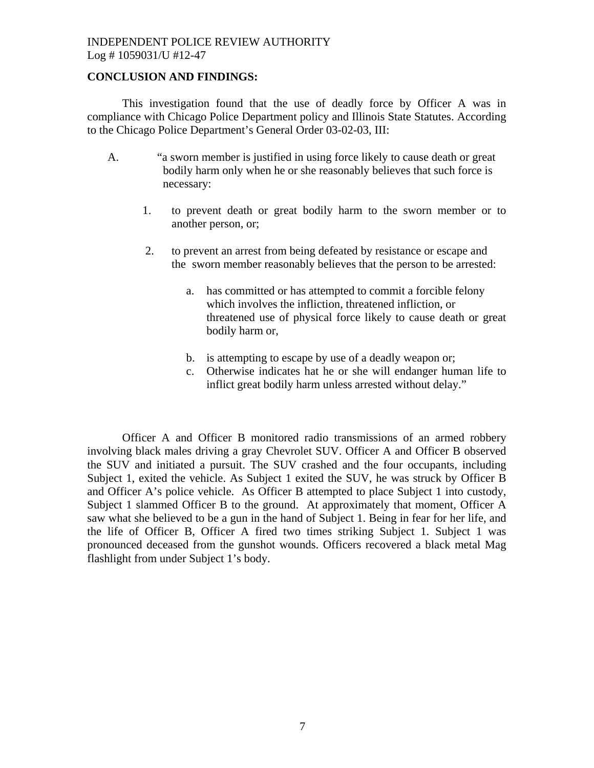INDEPENDENT POLICE REVIEW AUTHORITY
Log # 1059031/U #12-47

**CONCLUSION AND FINDINGS:**

This investigation found that the use of deadly force by Officer A was in compliance with Chicago Police Department policy and Illinois State Statutes. According to the Chicago Police Department's General Order 03-02-03, III:

A. "a sworn member is justified in using force likely to cause death or great bodily harm only when he or she reasonably believes that such force is necessary:

   1. to prevent death or great bodily harm to the sworn member or to another person, or;

   2. to prevent an arrest from being defeated by resistance or escape and the sworn member reasonably believes that the person to be arrested:

      a. has committed or has attempted to commit a forcible felony which involves the infliction, threatened infliction, or threatened use of physical force likely to cause death or great bodily harm or,

      b. is attempting to escape by use of a deadly weapon or;

      c. Otherwise indicates hat he or she will endanger human life to inflict great bodily harm unless arrested without delay."

Officer A and Officer B monitored radio transmissions of an armed robbery involving black males driving a gray Chevrolet SUV. Officer A and Officer B observed the SUV and initiated a pursuit. The SUV crashed and the four occupants, including Subject 1, exited the vehicle. As Subject 1 exited the SUV, he was struck by Officer B and Officer A's police vehicle. As Officer B attempted to place Subject 1 into custody, Subject 1 slammed Officer B to the ground. At approximately that moment, Officer A saw what she believed to be a gun in the hand of Subject 1. Being in fear for her life, and the life of Officer B, Officer A fired two times striking Subject 1. Subject 1 was pronounced deceased from the gunshot wounds. Officers recovered a black metal Mag flashlight from under Subject 1's body.